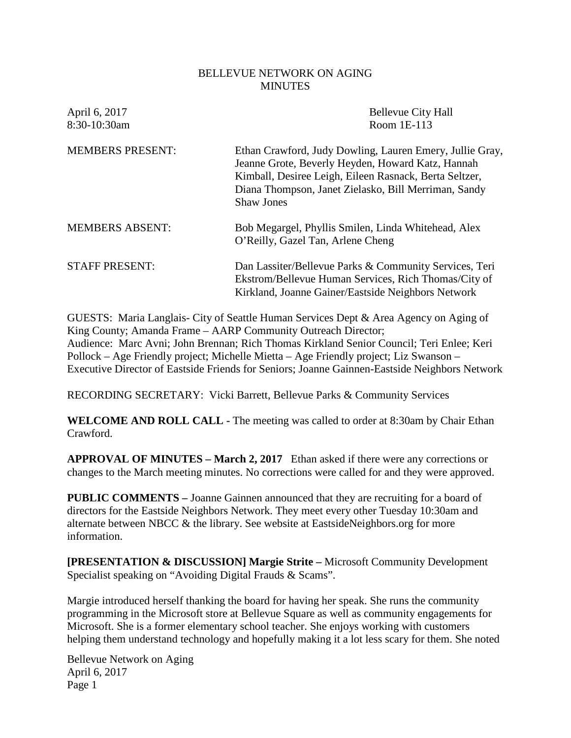BELLEVUE NETWORK ON AGING
MINUTES

April 6, 2017
8:30-10:30am

Bellevue City Hall
Room 1E-113

MEMBERS PRESENT: Ethan Crawford, Judy Dowling, Lauren Emery, Jullie Gray, Jeanne Grote, Beverly Heyden, Howard Katz, Hannah Kimball, Desiree Leigh, Eileen Rasnack, Berta Seltzer, Diana Thompson, Janet Zielasko, Bill Merriman, Sandy Shaw Jones

MEMBERS ABSENT: Bob Megargel, Phyllis Smilen, Linda Whitehead, Alex O'Reilly, Gazel Tan, Arlene Cheng

STAFF PRESENT: Dan Lassiter/Bellevue Parks & Community Services, Teri Ekstrom/Bellevue Human Services, Rich Thomas/City of Kirkland, Joanne Gainer/Eastside Neighbors Network

GUESTS: Maria Langlais- City of Seattle Human Services Dept & Area Agency on Aging of King County; Amanda Frame – AARP Community Outreach Director;
Audience: Marc Avni; John Brennan; Rich Thomas Kirkland Senior Council; Teri Enlee; Keri Pollock – Age Friendly project; Michelle Mietta – Age Friendly project; Liz Swanson – Executive Director of Eastside Friends for Seniors; Joanne Gainnen-Eastside Neighbors Network

RECORDING SECRETARY: Vicki Barrett, Bellevue Parks & Community Services

**WELCOME AND ROLL CALL -** The meeting was called to order at 8:30am by Chair Ethan Crawford.

**APPROVAL OF MINUTES – March 2, 2017** Ethan asked if there were any corrections or changes to the March meeting minutes. No corrections were called for and they were approved.

**PUBLIC COMMENTS –** Joanne Gainnen announced that they are recruiting for a board of directors for the Eastside Neighbors Network. They meet every other Tuesday 10:30am and alternate between NBCC & the library. See website at EastsideNeighbors.org for more information.

**[PRESENTATION & DISCUSSION] Margie Strite –** Microsoft Community Development Specialist speaking on "Avoiding Digital Frauds & Scams".

Margie introduced herself thanking the board for having her speak. She runs the community programming in the Microsoft store at Bellevue Square as well as community engagements for Microsoft. She is a former elementary school teacher. She enjoys working with customers helping them understand technology and hopefully making it a lot less scary for them. She noted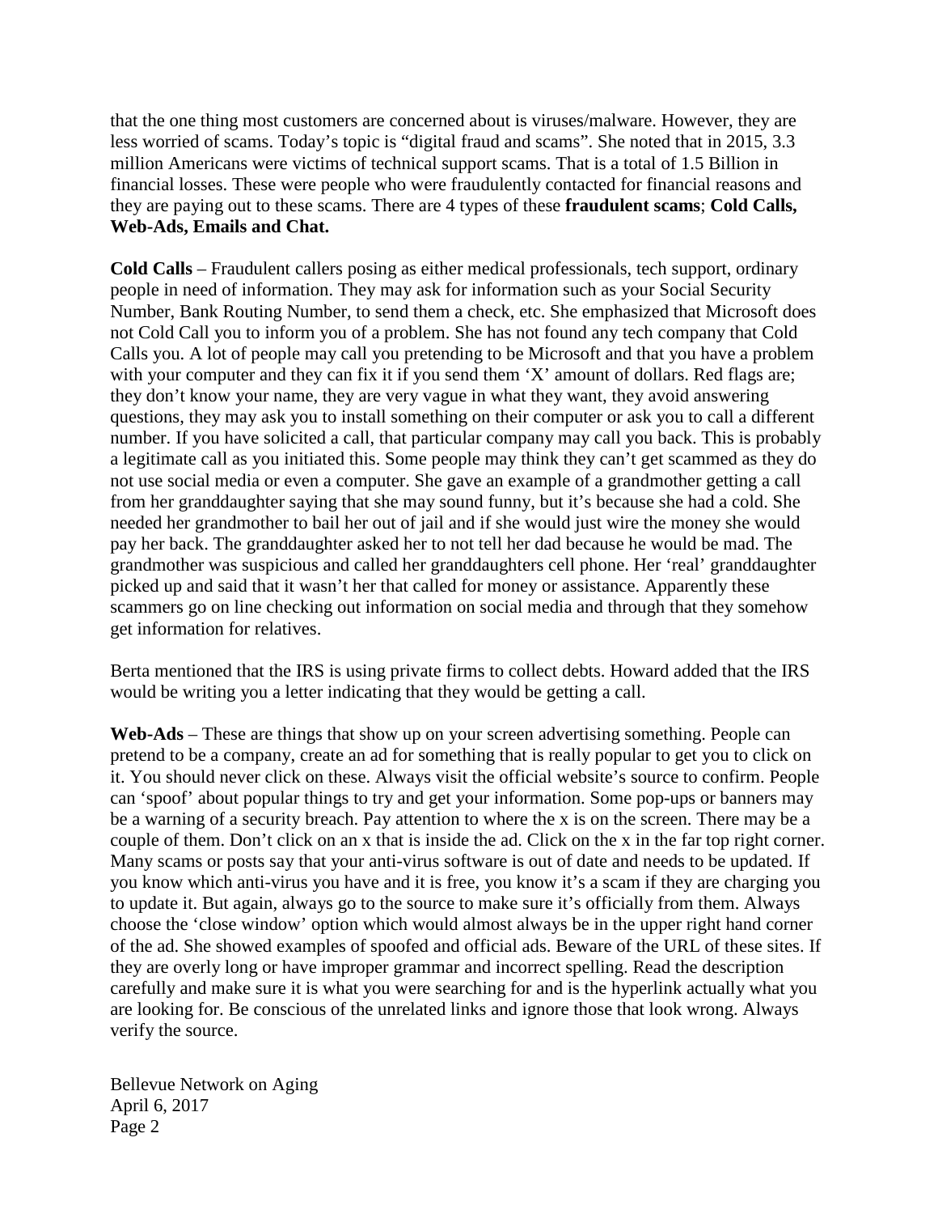that the one thing most customers are concerned about is viruses/malware. However, they are less worried of scams. Today's topic is "digital fraud and scams". She noted that in 2015, 3.3 million Americans were victims of technical support scams. That is a total of 1.5 Billion in financial losses. These were people who were fraudulently contacted for financial reasons and they are paying out to these scams. There are 4 types of these **fraudulent scams**; **Cold Calls, Web-Ads, Emails and Chat.**

**Cold Calls** – Fraudulent callers posing as either medical professionals, tech support, ordinary people in need of information. They may ask for information such as your Social Security Number, Bank Routing Number, to send them a check, etc. She emphasized that Microsoft does not Cold Call you to inform you of a problem. She has not found any tech company that Cold Calls you. A lot of people may call you pretending to be Microsoft and that you have a problem with your computer and they can fix it if you send them 'X' amount of dollars. Red flags are; they don't know your name, they are very vague in what they want, they avoid answering questions, they may ask you to install something on their computer or ask you to call a different number. If you have solicited a call, that particular company may call you back. This is probably a legitimate call as you initiated this. Some people may think they can't get scammed as they do not use social media or even a computer. She gave an example of a grandmother getting a call from her granddaughter saying that she may sound funny, but it's because she had a cold. She needed her grandmother to bail her out of jail and if she would just wire the money she would pay her back. The granddaughter asked her to not tell her dad because he would be mad. The grandmother was suspicious and called her granddaughters cell phone. Her 'real' granddaughter picked up and said that it wasn't her that called for money or assistance. Apparently these scammers go on line checking out information on social media and through that they somehow get information for relatives.

Berta mentioned that the IRS is using private firms to collect debts. Howard added that the IRS would be writing you a letter indicating that they would be getting a call.

**Web-Ads** – These are things that show up on your screen advertising something. People can pretend to be a company, create an ad for something that is really popular to get you to click on it. You should never click on these. Always visit the official website's source to confirm. People can 'spoof' about popular things to try and get your information. Some pop-ups or banners may be a warning of a security breach. Pay attention to where the x is on the screen. There may be a couple of them. Don't click on an x that is inside the ad. Click on the x in the far top right corner. Many scams or posts say that your anti-virus software is out of date and needs to be updated. If you know which anti-virus you have and it is free, you know it's a scam if they are charging you to update it. But again, always go to the source to make sure it's officially from them. Always choose the 'close window' option which would almost always be in the upper right hand corner of the ad. She showed examples of spoofed and official ads. Beware of the URL of these sites. If they are overly long or have improper grammar and incorrect spelling. Read the description carefully and make sure it is what you were searching for and is the hyperlink actually what you are looking for. Be conscious of the unrelated links and ignore those that look wrong. Always verify the source.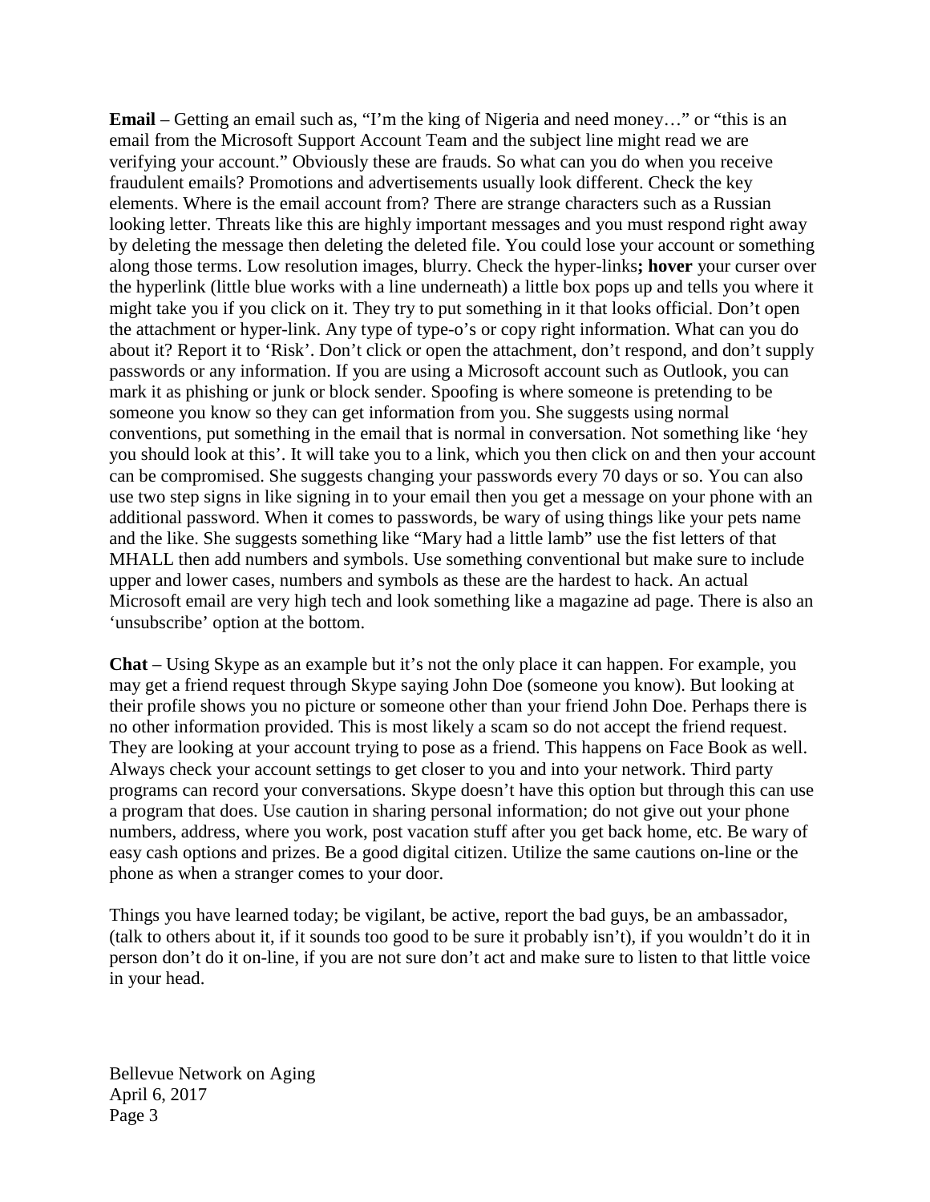**Email** – Getting an email such as, "I'm the king of Nigeria and need money…" or "this is an email from the Microsoft Support Account Team and the subject line might read we are verifying your account." Obviously these are frauds. So what can you do when you receive fraudulent emails? Promotions and advertisements usually look different. Check the key elements. Where is the email account from? There are strange characters such as a Russian looking letter. Threats like this are highly important messages and you must respond right away by deleting the message then deleting the deleted file. You could lose your account or something along those terms. Low resolution images, blurry. Check the hyper-links**; hover** your curser over the hyperlink (little blue works with a line underneath) a little box pops up and tells you where it might take you if you click on it. They try to put something in it that looks official. Don't open the attachment or hyper-link. Any type of type-o's or copy right information. What can you do about it? Report it to 'Risk'. Don't click or open the attachment, don't respond, and don't supply passwords or any information. If you are using a Microsoft account such as Outlook, you can mark it as phishing or junk or block sender. Spoofing is where someone is pretending to be someone you know so they can get information from you. She suggests using normal conventions, put something in the email that is normal in conversation. Not something like 'hey you should look at this'. It will take you to a link, which you then click on and then your account can be compromised. She suggests changing your passwords every 70 days or so. You can also use two step signs in like signing in to your email then you get a message on your phone with an additional password. When it comes to passwords, be wary of using things like your pets name and the like. She suggests something like "Mary had a little lamb" use the fist letters of that MHALL then add numbers and symbols. Use something conventional but make sure to include upper and lower cases, numbers and symbols as these are the hardest to hack. An actual Microsoft email are very high tech and look something like a magazine ad page. There is also an 'unsubscribe' option at the bottom.

**Chat** – Using Skype as an example but it's not the only place it can happen. For example, you may get a friend request through Skype saying John Doe (someone you know). But looking at their profile shows you no picture or someone other than your friend John Doe. Perhaps there is no other information provided. This is most likely a scam so do not accept the friend request. They are looking at your account trying to pose as a friend. This happens on Face Book as well. Always check your account settings to get closer to you and into your network. Third party programs can record your conversations. Skype doesn't have this option but through this can use a program that does. Use caution in sharing personal information; do not give out your phone numbers, address, where you work, post vacation stuff after you get back home, etc. Be wary of easy cash options and prizes. Be a good digital citizen. Utilize the same cautions on-line or the phone as when a stranger comes to your door.

Things you have learned today; be vigilant, be active, report the bad guys, be an ambassador, (talk to others about it, if it sounds too good to be sure it probably isn't), if you wouldn't do it in person don't do it on-line, if you are not sure don't act and make sure to listen to that little voice in your head.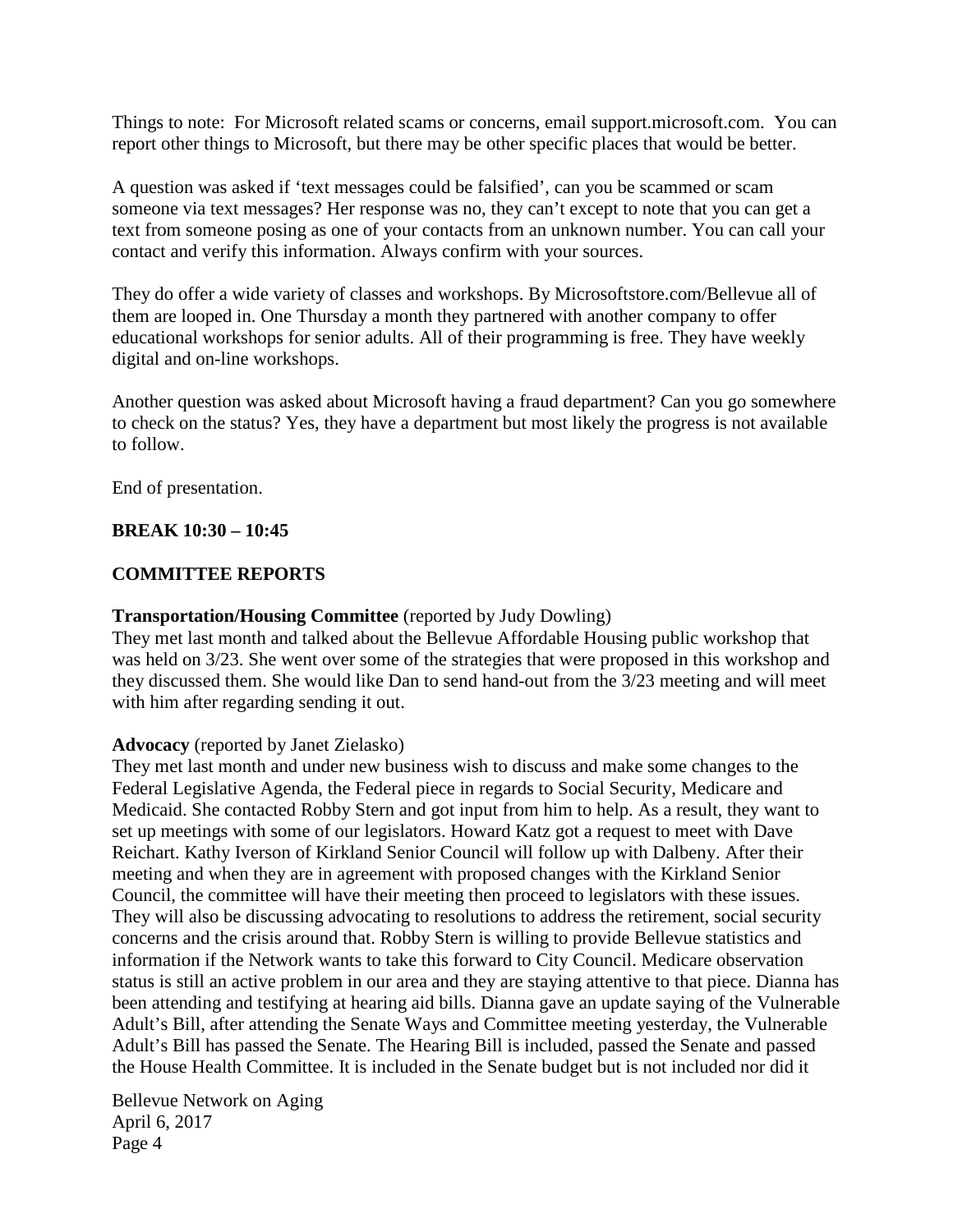Things to note: For Microsoft related scams or concerns, email support.microsoft.com. You can report other things to Microsoft, but there may be other specific places that would be better.

A question was asked if 'text messages could be falsified', can you be scammed or scam someone via text messages? Her response was no, they can't except to note that you can get a text from someone posing as one of your contacts from an unknown number. You can call your contact and verify this information. Always confirm with your sources.

They do offer a wide variety of classes and workshops. By Microsoftstore.com/Bellevue all of them are looped in. One Thursday a month they partnered with another company to offer educational workshops for senior adults. All of their programming is free. They have weekly digital and on-line workshops.

Another question was asked about Microsoft having a fraud department? Can you go somewhere to check on the status? Yes, they have a department but most likely the progress is not available to follow.

End of presentation.

**BREAK 10:30 – 10:45**

**COMMITTEE REPORTS**

**Transportation/Housing Committee** (reported by Judy Dowling)
They met last month and talked about the Bellevue Affordable Housing public workshop that was held on 3/23. She went over some of the strategies that were proposed in this workshop and they discussed them. She would like Dan to send hand-out from the 3/23 meeting and will meet with him after regarding sending it out.

**Advocacy** (reported by Janet Zielasko)
They met last month and under new business wish to discuss and make some changes to the Federal Legislative Agenda, the Federal piece in regards to Social Security, Medicare and Medicaid. She contacted Robby Stern and got input from him to help. As a result, they want to set up meetings with some of our legislators. Howard Katz got a request to meet with Dave Reichart. Kathy Iverson of Kirkland Senior Council will follow up with Dalbeny. After their meeting and when they are in agreement with proposed changes with the Kirkland Senior Council, the committee will have their meeting then proceed to legislators with these issues. They will also be discussing advocating to resolutions to address the retirement, social security concerns and the crisis around that. Robby Stern is willing to provide Bellevue statistics and information if the Network wants to take this forward to City Council. Medicare observation status is still an active problem in our area and they are staying attentive to that piece. Dianna has been attending and testifying at hearing aid bills. Dianna gave an update saying of the Vulnerable Adult's Bill, after attending the Senate Ways and Committee meeting yesterday, the Vulnerable Adult's Bill has passed the Senate. The Hearing Bill is included, passed the Senate and passed the House Health Committee. It is included in the Senate budget but is not included nor did it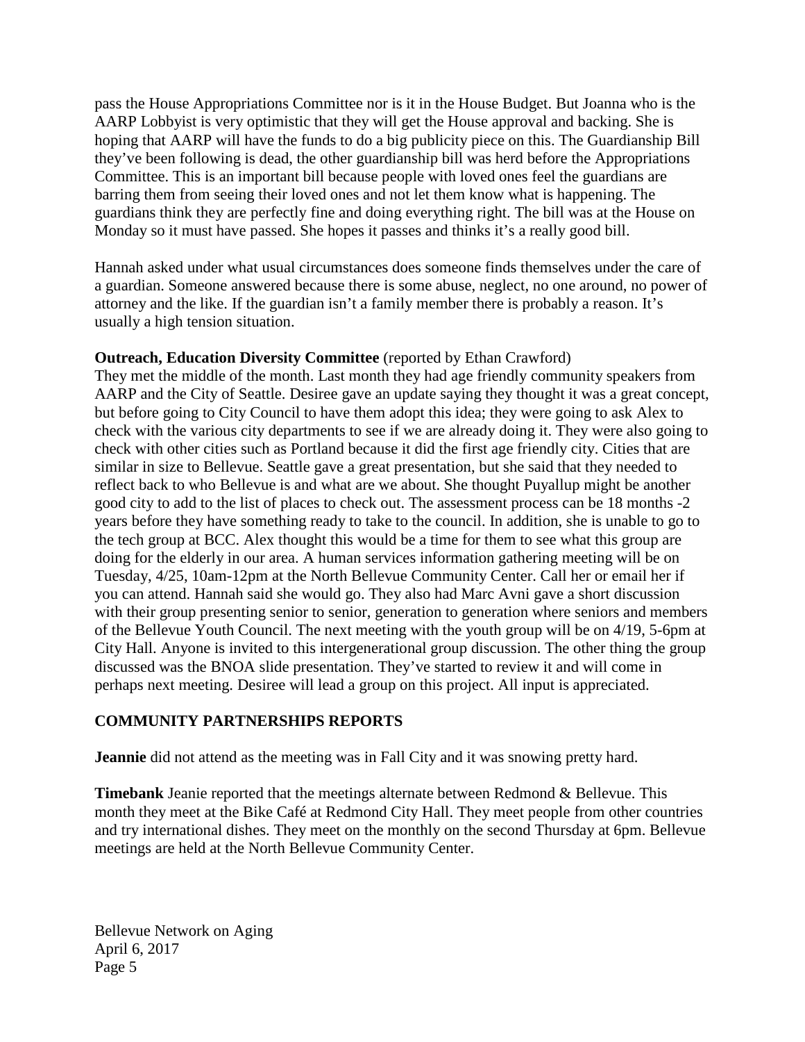pass the House Appropriations Committee nor is it in the House Budget. But Joanna who is the AARP Lobbyist is very optimistic that they will get the House approval and backing. She is hoping that AARP will have the funds to do a big publicity piece on this. The Guardianship Bill they've been following is dead, the other guardianship bill was herd before the Appropriations Committee. This is an important bill because people with loved ones feel the guardians are barring them from seeing their loved ones and not let them know what is happening. The guardians think they are perfectly fine and doing everything right. The bill was at the House on Monday so it must have passed. She hopes it passes and thinks it's a really good bill.

Hannah asked under what usual circumstances does someone finds themselves under the care of a guardian. Someone answered because there is some abuse, neglect, no one around, no power of attorney and the like. If the guardian isn't a family member there is probably a reason. It's usually a high tension situation.

**Outreach, Education Diversity Committee** (reported by Ethan Crawford)
They met the middle of the month. Last month they had age friendly community speakers from AARP and the City of Seattle. Desiree gave an update saying they thought it was a great concept, but before going to City Council to have them adopt this idea; they were going to ask Alex to check with the various city departments to see if we are already doing it. They were also going to check with other cities such as Portland because it did the first age friendly city. Cities that are similar in size to Bellevue. Seattle gave a great presentation, but she said that they needed to reflect back to who Bellevue is and what are we about. She thought Puyallup might be another good city to add to the list of places to check out. The assessment process can be 18 months -2 years before they have something ready to take to the council. In addition, she is unable to go to the tech group at BCC. Alex thought this would be a time for them to see what this group are doing for the elderly in our area. A human services information gathering meeting will be on Tuesday, 4/25, 10am-12pm at the North Bellevue Community Center. Call her or email her if you can attend. Hannah said she would go. They also had Marc Avni gave a short discussion with their group presenting senior to senior, generation to generation where seniors and members of the Bellevue Youth Council. The next meeting with the youth group will be on 4/19, 5-6pm at City Hall. Anyone is invited to this intergenerational group discussion. The other thing the group discussed was the BNOA slide presentation. They've started to review it and will come in perhaps next meeting. Desiree will lead a group on this project. All input is appreciated.

## COMMUNITY PARTNERSHIPS REPORTS

**Jeannie** did not attend as the meeting was in Fall City and it was snowing pretty hard.

**Timebank** Jeanie reported that the meetings alternate between Redmond & Bellevue. This month they meet at the Bike Café at Redmond City Hall. They meet people from other countries and try international dishes. They meet on the monthly on the second Thursday at 6pm. Bellevue meetings are held at the North Bellevue Community Center.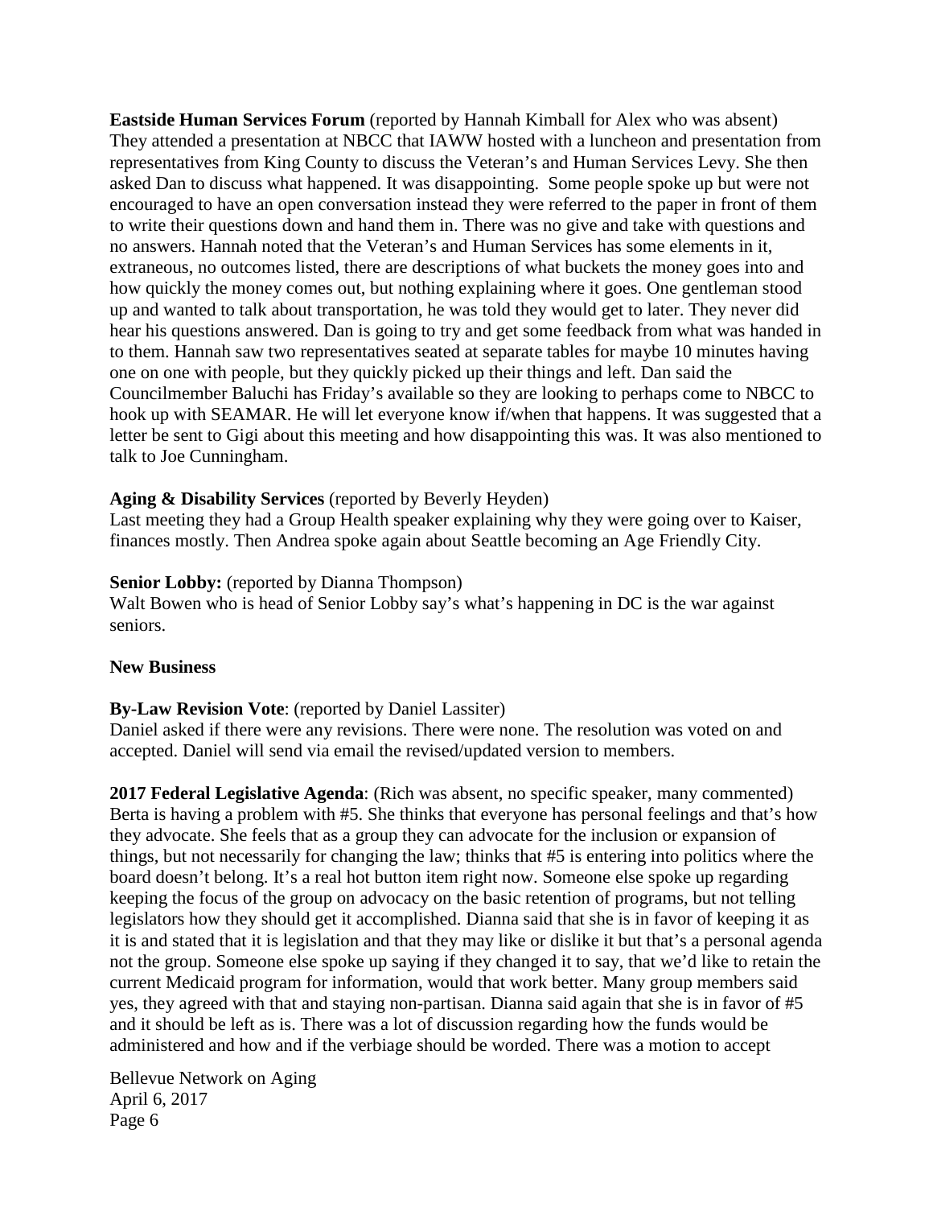**Eastside Human Services Forum** (reported by Hannah Kimball for Alex who was absent)
They attended a presentation at NBCC that IAWW hosted with a luncheon and presentation from representatives from King County to discuss the Veteran's and Human Services Levy. She then asked Dan to discuss what happened. It was disappointing. Some people spoke up but were not encouraged to have an open conversation instead they were referred to the paper in front of them to write their questions down and hand them in. There was no give and take with questions and no answers. Hannah noted that the Veteran's and Human Services has some elements in it, extraneous, no outcomes listed, there are descriptions of what buckets the money goes into and how quickly the money comes out, but nothing explaining where it goes. One gentleman stood up and wanted to talk about transportation, he was told they would get to later. They never did hear his questions answered. Dan is going to try and get some feedback from what was handed in to them. Hannah saw two representatives seated at separate tables for maybe 10 minutes having one on one with people, but they quickly picked up their things and left. Dan said the Councilmember Baluchi has Friday's available so they are looking to perhaps come to NBCC to hook up with SEAMAR. He will let everyone know if/when that happens. It was suggested that a letter be sent to Gigi about this meeting and how disappointing this was. It was also mentioned to talk to Joe Cunningham.

**Aging & Disability Services** (reported by Beverly Heyden)
Last meeting they had a Group Health speaker explaining why they were going over to Kaiser, finances mostly. Then Andrea spoke again about Seattle becoming an Age Friendly City.

**Senior Lobby:** (reported by Dianna Thompson)
Walt Bowen who is head of Senior Lobby say's what's happening in DC is the war against seniors.

**New Business**

**By-Law Revision Vote**: (reported by Daniel Lassiter)
Daniel asked if there were any revisions. There were none. The resolution was voted on and accepted. Daniel will send via email the revised/updated version to members.

**2017 Federal Legislative Agenda**: (Rich was absent, no specific speaker, many commented)
Berta is having a problem with #5. She thinks that everyone has personal feelings and that's how they advocate. She feels that as a group they can advocate for the inclusion or expansion of things, but not necessarily for changing the law; thinks that #5 is entering into politics where the board doesn't belong. It's a real hot button item right now. Someone else spoke up regarding keeping the focus of the group on advocacy on the basic retention of programs, but not telling legislators how they should get it accomplished. Dianna said that she is in favor of keeping it as it is and stated that it is legislation and that they may like or dislike it but that's a personal agenda not the group. Someone else spoke up saying if they changed it to say, that we'd like to retain the current Medicaid program for information, would that work better. Many group members said yes, they agreed with that and staying non-partisan. Dianna said again that she is in favor of #5 and it should be left as is. There was a lot of discussion regarding how the funds would be administered and how and if the verbiage should be worded. There was a motion to accept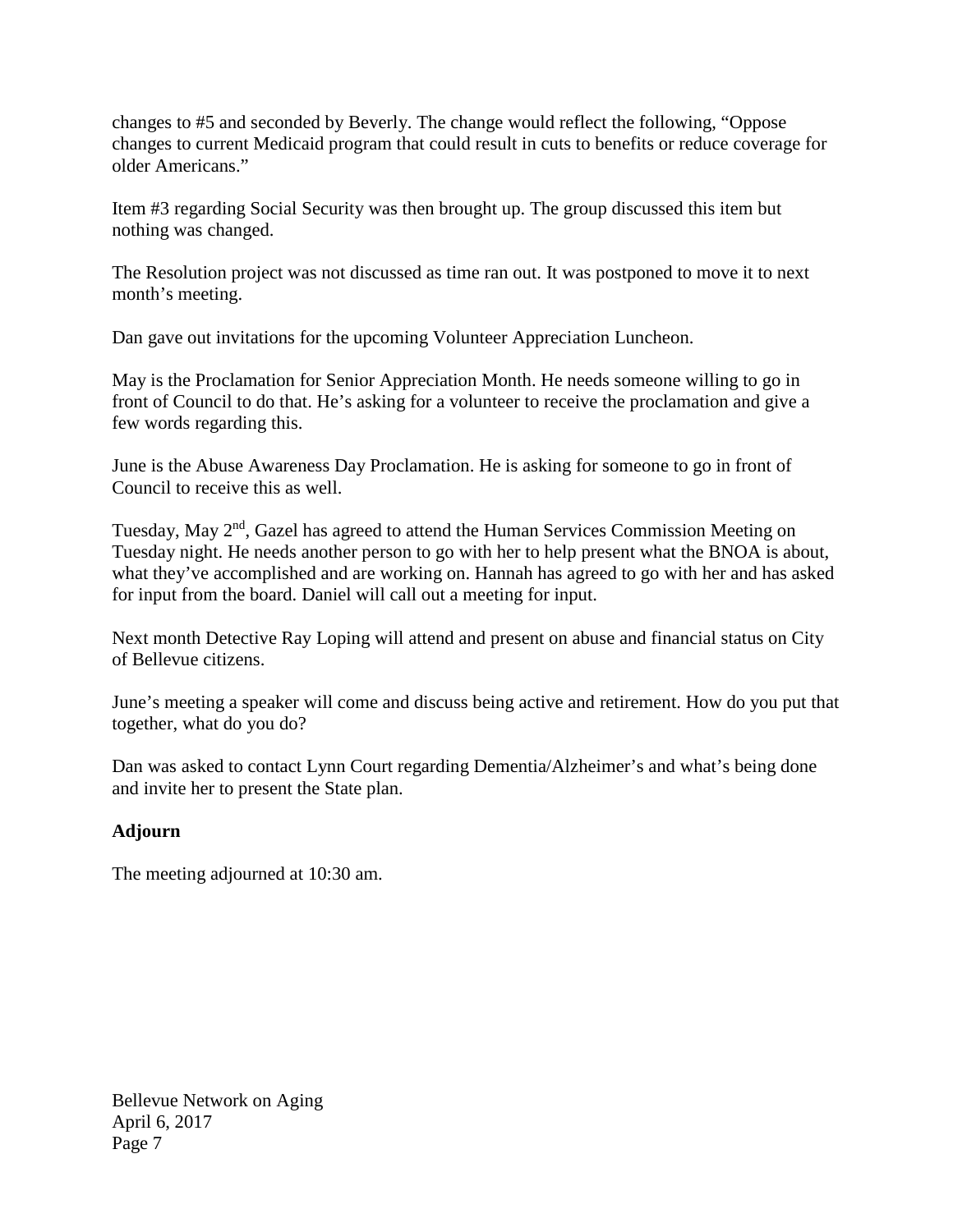changes to #5 and seconded by Beverly. The change would reflect the following, “Oppose changes to current Medicaid program that could result in cuts to benefits or reduce coverage for older Americans.”

Item #3 regarding Social Security was then brought up. The group discussed this item but nothing was changed.

The Resolution project was not discussed as time ran out. It was postponed to move it to next month’s meeting.

Dan gave out invitations for the upcoming Volunteer Appreciation Luncheon.

May is the Proclamation for Senior Appreciation Month. He needs someone willing to go in front of Council to do that. He’s asking for a volunteer to receive the proclamation and give a few words regarding this.

June is the Abuse Awareness Day Proclamation. He is asking for someone to go in front of Council to receive this as well.

Tuesday, May 2nd, Gazel has agreed to attend the Human Services Commission Meeting on Tuesday night. He needs another person to go with her to help present what the BNOA is about, what they’ve accomplished and are working on. Hannah has agreed to go with her and has asked for input from the board. Daniel will call out a meeting for input.

Next month Detective Ray Loping will attend and present on abuse and financial status on City of Bellevue citizens.

June’s meeting a speaker will come and discuss being active and retirement. How do you put that together, what do you do?

Dan was asked to contact Lynn Court regarding Dementia/Alzheimer’s and what’s being done and invite her to present the State plan.

**Adjourn**

The meeting adjourned at 10:30 am.